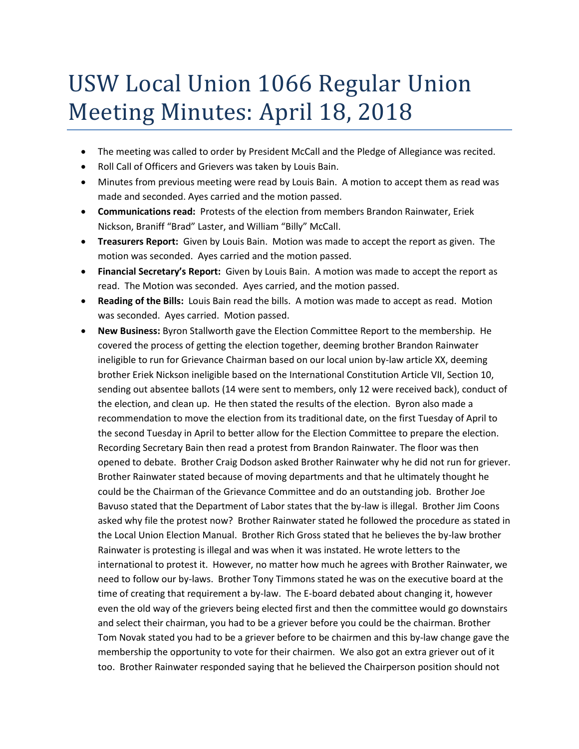# USW Local Union 1066 Regular Union Meeting Minutes: April 18, 2018

- The meeting was called to order by President McCall and the Pledge of Allegiance was recited.
- Roll Call of Officers and Grievers was taken by Louis Bain.
- Minutes from previous meeting were read by Louis Bain. A motion to accept them as read was made and seconded. Ayes carried and the motion passed.
- **Communications read:** Protests of the election from members Brandon Rainwater, Eriek Nickson, Braniff "Brad" Laster, and William "Billy" McCall.
- **Treasurers Report:** Given by Louis Bain. Motion was made to accept the report as given. The motion was seconded. Ayes carried and the motion passed.
- **Financial Secretary's Report:** Given by Louis Bain. A motion was made to accept the report as read. The Motion was seconded. Ayes carried, and the motion passed.
- **Reading of the Bills:** Louis Bain read the bills. A motion was made to accept as read. Motion was seconded. Ayes carried. Motion passed.
- **New Business:** Byron Stallworth gave the Election Committee Report to the membership. He covered the process of getting the election together, deeming brother Brandon Rainwater ineligible to run for Grievance Chairman based on our local union by-law article XX, deeming brother Eriek Nickson ineligible based on the International Constitution Article VII, Section 10, sending out absentee ballots (14 were sent to members, only 12 were received back), conduct of the election, and clean up. He then stated the results of the election. Byron also made a recommendation to move the election from its traditional date, on the first Tuesday of April to the second Tuesday in April to better allow for the Election Committee to prepare the election. Recording Secretary Bain then read a protest from Brandon Rainwater. The floor was then opened to debate. Brother Craig Dodson asked Brother Rainwater why he did not run for griever. Brother Rainwater stated because of moving departments and that he ultimately thought he could be the Chairman of the Grievance Committee and do an outstanding job. Brother Joe Bavuso stated that the Department of Labor states that the by-law is illegal. Brother Jim Coons asked why file the protest now? Brother Rainwater stated he followed the procedure as stated in the Local Union Election Manual. Brother Rich Gross stated that he believes the by-law brother Rainwater is protesting is illegal and was when it was instated. He wrote letters to the international to protest it. However, no matter how much he agrees with Brother Rainwater, we need to follow our by-laws. Brother Tony Timmons stated he was on the executive board at the time of creating that requirement a by-law. The E-board debated about changing it, however even the old way of the grievers being elected first and then the committee would go downstairs and select their chairman, you had to be a griever before you could be the chairman. Brother Tom Novak stated you had to be a griever before to be chairmen and this by-law change gave the membership the opportunity to vote for their chairmen. We also got an extra griever out of it too. Brother Rainwater responded saying that he believed the Chairperson position should not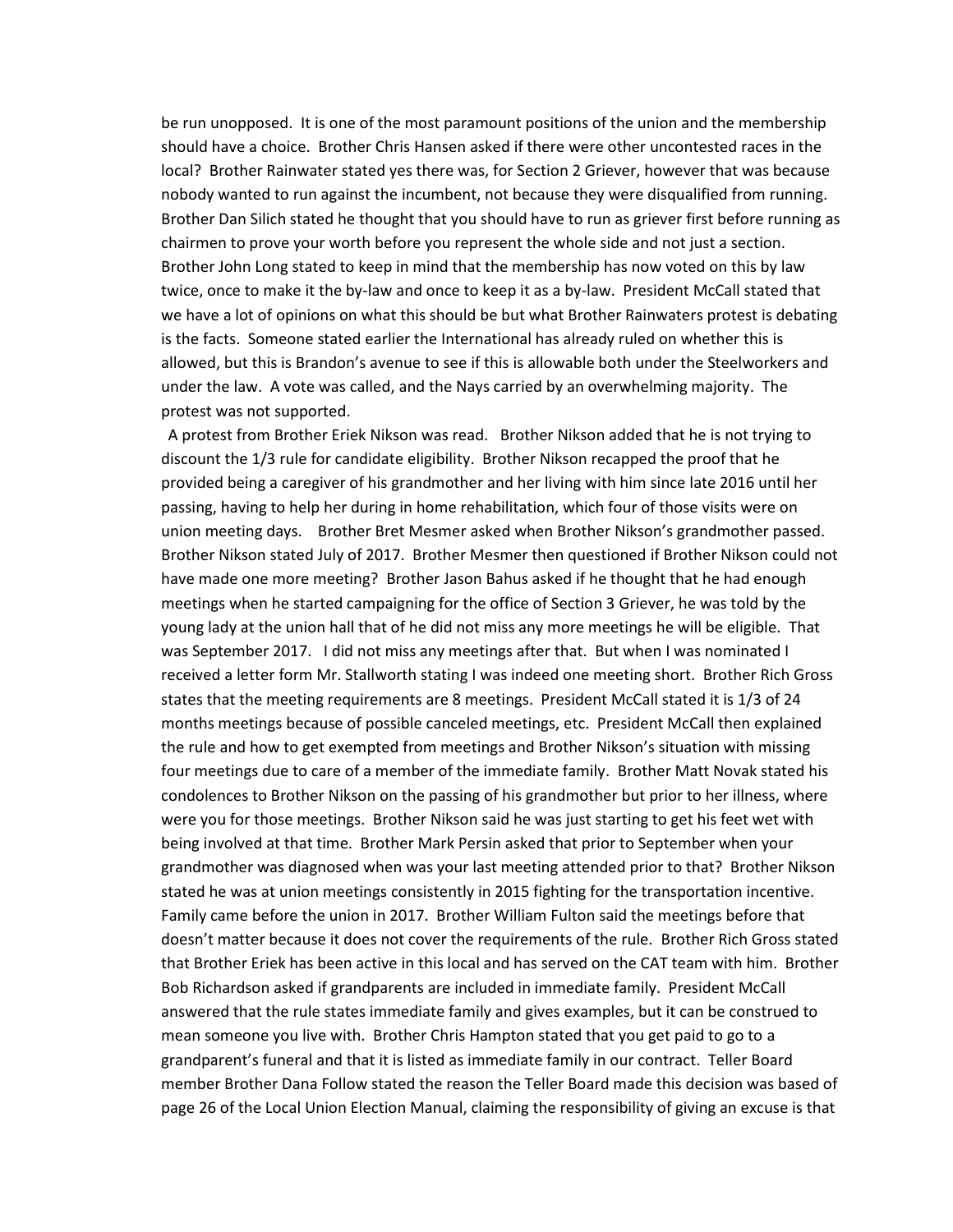be run unopposed. It is one of the most paramount positions of the union and the membership should have a choice. Brother Chris Hansen asked if there were other uncontested races in the local? Brother Rainwater stated yes there was, for Section 2 Griever, however that was because nobody wanted to run against the incumbent, not because they were disqualified from running. Brother Dan Silich stated he thought that you should have to run as griever first before running as chairmen to prove your worth before you represent the whole side and not just a section. Brother John Long stated to keep in mind that the membership has now voted on this by law twice, once to make it the by-law and once to keep it as a by-law. President McCall stated that we have a lot of opinions on what this should be but what Brother Rainwaters protest is debating is the facts. Someone stated earlier the International has already ruled on whether this is allowed, but this is Brandon's avenue to see if this is allowable both under the Steelworkers and under the law. A vote was called, and the Nays carried by an overwhelming majority. The protest was not supported.

A protest from Brother Eriek Nikson was read. Brother Nikson added that he is not trying to discount the 1/3 rule for candidate eligibility. Brother Nikson recapped the proof that he provided being a caregiver of his grandmother and her living with him since late 2016 until her passing, having to help her during in home rehabilitation, which four of those visits were on union meeting days. Brother Bret Mesmer asked when Brother Nikson's grandmother passed. Brother Nikson stated July of 2017. Brother Mesmer then questioned if Brother Nikson could not have made one more meeting? Brother Jason Bahus asked if he thought that he had enough meetings when he started campaigning for the office of Section 3 Griever, he was told by the young lady at the union hall that of he did not miss any more meetings he will be eligible. That was September 2017. I did not miss any meetings after that. But when I was nominated I received a letter form Mr. Stallworth stating I was indeed one meeting short. Brother Rich Gross states that the meeting requirements are 8 meetings. President McCall stated it is 1/3 of 24 months meetings because of possible canceled meetings, etc. President McCall then explained the rule and how to get exempted from meetings and Brother Nikson's situation with missing four meetings due to care of a member of the immediate family. Brother Matt Novak stated his condolences to Brother Nikson on the passing of his grandmother but prior to her illness, where were you for those meetings. Brother Nikson said he was just starting to get his feet wet with being involved at that time. Brother Mark Persin asked that prior to September when your grandmother was diagnosed when was your last meeting attended prior to that? Brother Nikson stated he was at union meetings consistently in 2015 fighting for the transportation incentive. Family came before the union in 2017. Brother William Fulton said the meetings before that doesn't matter because it does not cover the requirements of the rule. Brother Rich Gross stated that Brother Eriek has been active in this local and has served on the CAT team with him. Brother Bob Richardson asked if grandparents are included in immediate family. President McCall answered that the rule states immediate family and gives examples, but it can be construed to mean someone you live with. Brother Chris Hampton stated that you get paid to go to a grandparent's funeral and that it is listed as immediate family in our contract. Teller Board member Brother Dana Follow stated the reason the Teller Board made this decision was based of page 26 of the Local Union Election Manual, claiming the responsibility of giving an excuse is that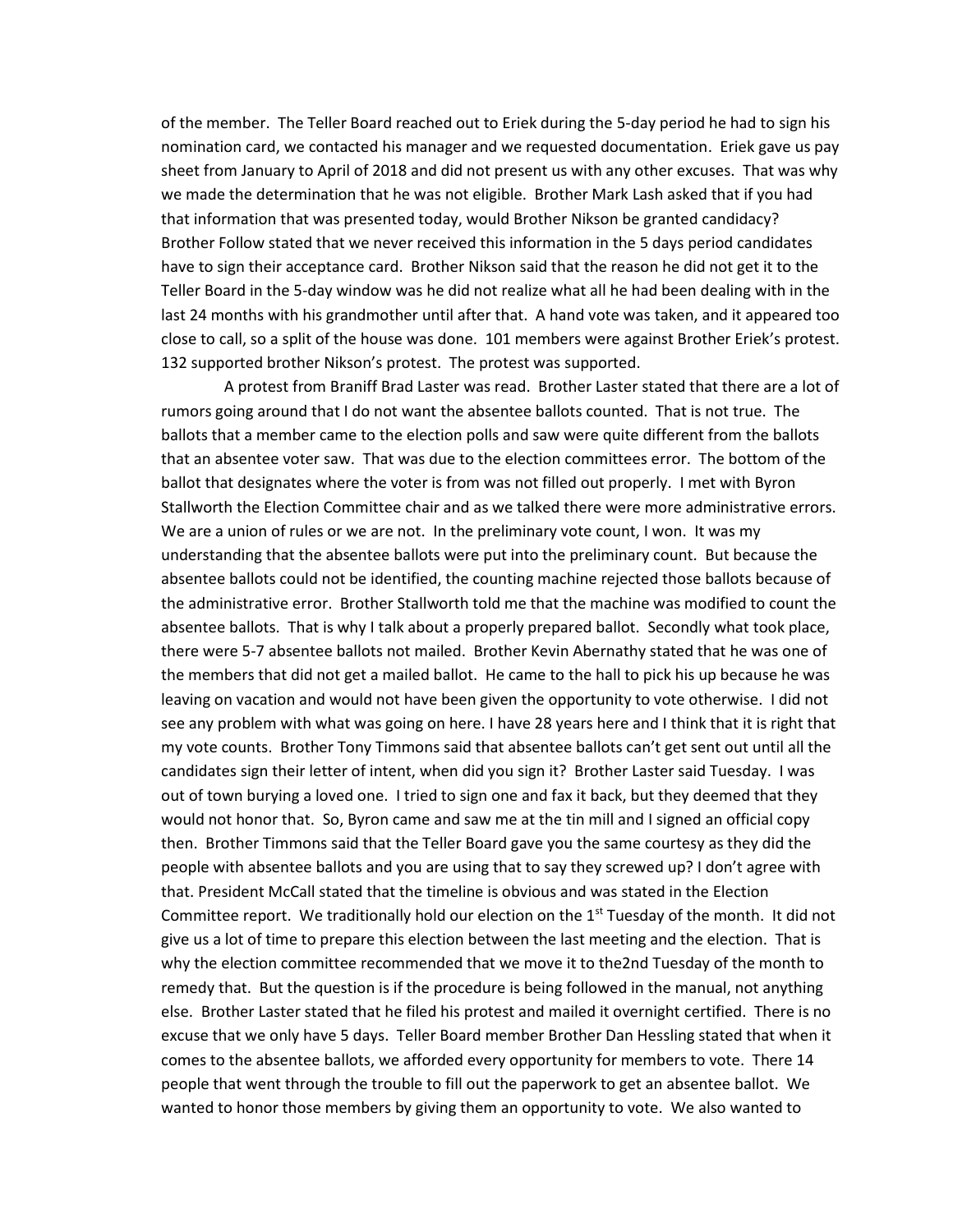of the member. The Teller Board reached out to Eriek during the 5-day period he had to sign his nomination card, we contacted his manager and we requested documentation. Eriek gave us pay sheet from January to April of 2018 and did not present us with any other excuses. That was why we made the determination that he was not eligible. Brother Mark Lash asked that if you had that information that was presented today, would Brother Nikson be granted candidacy? Brother Follow stated that we never received this information in the 5 days period candidates have to sign their acceptance card. Brother Nikson said that the reason he did not get it to the Teller Board in the 5-day window was he did not realize what all he had been dealing with in the last 24 months with his grandmother until after that. A hand vote was taken, and it appeared too close to call, so a split of the house was done. 101 members were against Brother Eriek's protest. 132 supported brother Nikson's protest. The protest was supported.

A protest from Braniff Brad Laster was read. Brother Laster stated that there are a lot of rumors going around that I do not want the absentee ballots counted. That is not true. The ballots that a member came to the election polls and saw were quite different from the ballots that an absentee voter saw. That was due to the election committees error. The bottom of the ballot that designates where the voter is from was not filled out properly. I met with Byron Stallworth the Election Committee chair and as we talked there were more administrative errors. We are a union of rules or we are not. In the preliminary vote count, I won. It was my understanding that the absentee ballots were put into the preliminary count. But because the absentee ballots could not be identified, the counting machine rejected those ballots because of the administrative error. Brother Stallworth told me that the machine was modified to count the absentee ballots. That is why I talk about a properly prepared ballot. Secondly what took place, there were 5-7 absentee ballots not mailed. Brother Kevin Abernathy stated that he was one of the members that did not get a mailed ballot. He came to the hall to pick his up because he was leaving on vacation and would not have been given the opportunity to vote otherwise. I did not see any problem with what was going on here. I have 28 years here and I think that it is right that my vote counts. Brother Tony Timmons said that absentee ballots can't get sent out until all the candidates sign their letter of intent, when did you sign it? Brother Laster said Tuesday. I was out of town burying a loved one. I tried to sign one and fax it back, but they deemed that they would not honor that. So, Byron came and saw me at the tin mill and I signed an official copy then. Brother Timmons said that the Teller Board gave you the same courtesy as they did the people with absentee ballots and you are using that to say they screwed up? I don't agree with that. President McCall stated that the timeline is obvious and was stated in the Election Committee report. We traditionally hold our election on the 1st Tuesday of the month. It did not give us a lot of time to prepare this election between the last meeting and the election. That is why the election committee recommended that we move it to the2nd Tuesday of the month to remedy that. But the question is if the procedure is being followed in the manual, not anything else. Brother Laster stated that he filed his protest and mailed it overnight certified. There is no excuse that we only have 5 days. Teller Board member Brother Dan Hessling stated that when it comes to the absentee ballots, we afforded every opportunity for members to vote. There 14 people that went through the trouble to fill out the paperwork to get an absentee ballot. We wanted to honor those members by giving them an opportunity to vote. We also wanted to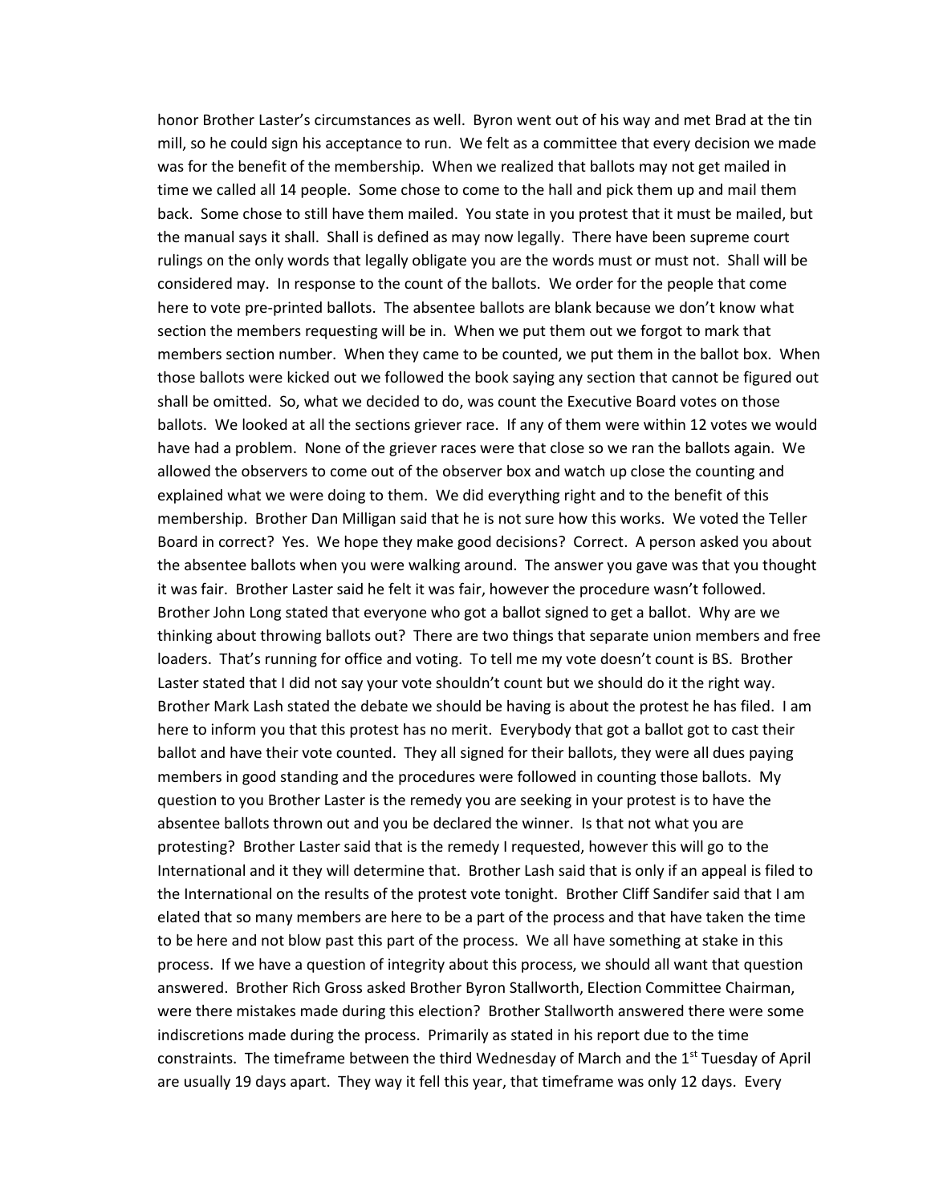honor Brother Laster's circumstances as well. Byron went out of his way and met Brad at the tin mill, so he could sign his acceptance to run. We felt as a committee that every decision we made was for the benefit of the membership. When we realized that ballots may not get mailed in time we called all 14 people. Some chose to come to the hall and pick them up and mail them back. Some chose to still have them mailed. You state in you protest that it must be mailed, but the manual says it shall. Shall is defined as may now legally. There have been supreme court rulings on the only words that legally obligate you are the words must or must not. Shall will be considered may. In response to the count of the ballots. We order for the people that come here to vote pre-printed ballots. The absentee ballots are blank because we don't know what section the members requesting will be in. When we put them out we forgot to mark that members section number. When they came to be counted, we put them in the ballot box. When those ballots were kicked out we followed the book saying any section that cannot be figured out shall be omitted. So, what we decided to do, was count the Executive Board votes on those ballots. We looked at all the sections griever race. If any of them were within 12 votes we would have had a problem. None of the griever races were that close so we ran the ballots again. We allowed the observers to come out of the observer box and watch up close the counting and explained what we were doing to them. We did everything right and to the benefit of this membership. Brother Dan Milligan said that he is not sure how this works. We voted the Teller Board in correct? Yes. We hope they make good decisions? Correct. A person asked you about the absentee ballots when you were walking around. The answer you gave was that you thought it was fair. Brother Laster said he felt it was fair, however the procedure wasn't followed. Brother John Long stated that everyone who got a ballot signed to get a ballot. Why are we thinking about throwing ballots out? There are two things that separate union members and free loaders. That's running for office and voting. To tell me my vote doesn't count is BS. Brother Laster stated that I did not say your vote shouldn't count but we should do it the right way. Brother Mark Lash stated the debate we should be having is about the protest he has filed. I am here to inform you that this protest has no merit. Everybody that got a ballot got to cast their ballot and have their vote counted. They all signed for their ballots, they were all dues paying members in good standing and the procedures were followed in counting those ballots. My question to you Brother Laster is the remedy you are seeking in your protest is to have the absentee ballots thrown out and you be declared the winner. Is that not what you are protesting? Brother Laster said that is the remedy I requested, however this will go to the International and it they will determine that. Brother Lash said that is only if an appeal is filed to the International on the results of the protest vote tonight. Brother Cliff Sandifer said that I am elated that so many members are here to be a part of the process and that have taken the time to be here and not blow past this part of the process. We all have something at stake in this process. If we have a question of integrity about this process, we should all want that question answered. Brother Rich Gross asked Brother Byron Stallworth, Election Committee Chairman, were there mistakes made during this election? Brother Stallworth answered there were some indiscretions made during the process. Primarily as stated in his report due to the time constraints. The timeframe between the third Wednesday of March and the 1st Tuesday of April are usually 19 days apart. They way it fell this year, that timeframe was only 12 days. Every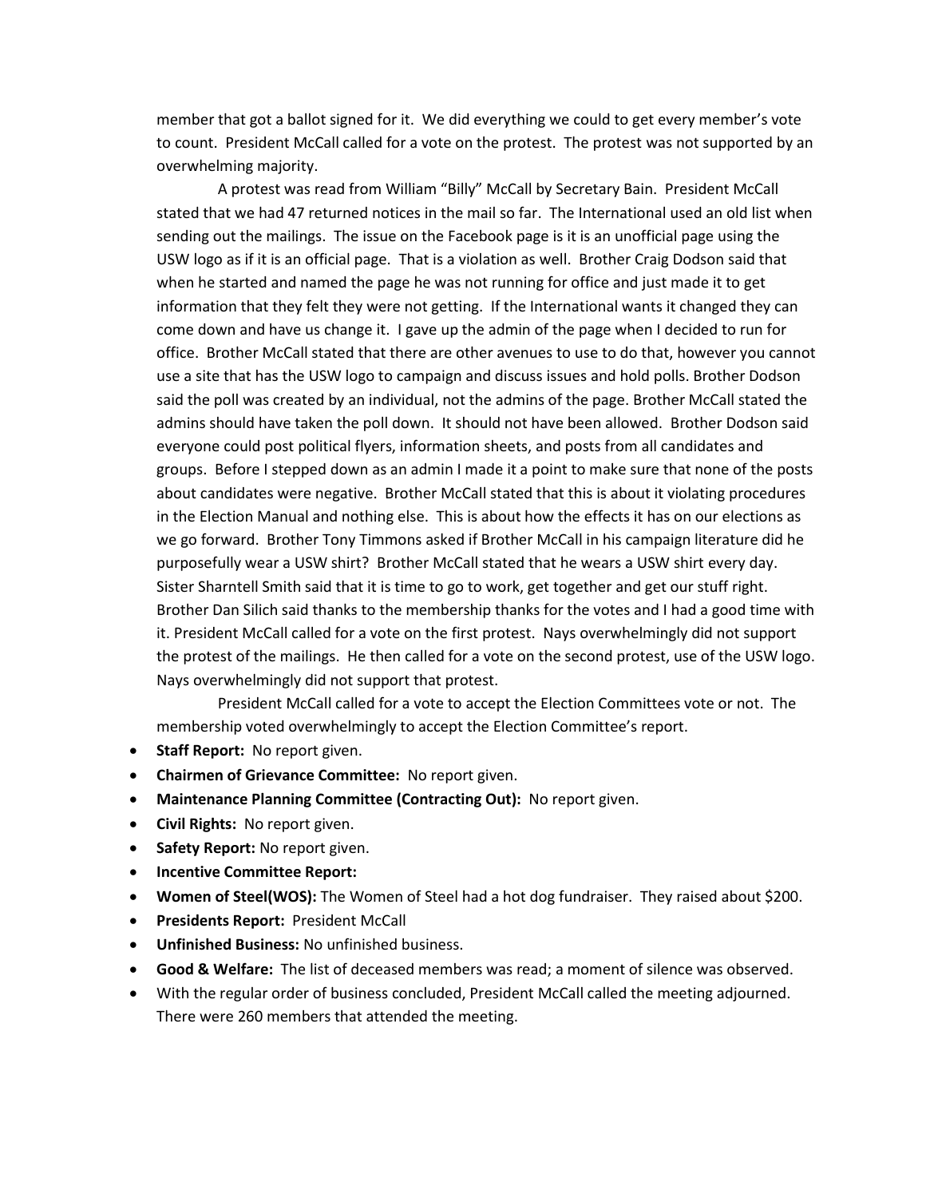member that got a ballot signed for it. We did everything we could to get every member's vote to count. President McCall called for a vote on the protest. The protest was not supported by an overwhelming majority.

A protest was read from William "Billy" McCall by Secretary Bain. President McCall stated that we had 47 returned notices in the mail so far. The International used an old list when sending out the mailings. The issue on the Facebook page is it is an unofficial page using the USW logo as if it is an official page. That is a violation as well. Brother Craig Dodson said that when he started and named the page he was not running for office and just made it to get information that they felt they were not getting. If the International wants it changed they can come down and have us change it. I gave up the admin of the page when I decided to run for office. Brother McCall stated that there are other avenues to use to do that, however you cannot use a site that has the USW logo to campaign and discuss issues and hold polls. Brother Dodson said the poll was created by an individual, not the admins of the page. Brother McCall stated the admins should have taken the poll down. It should not have been allowed. Brother Dodson said everyone could post political flyers, information sheets, and posts from all candidates and groups. Before I stepped down as an admin I made it a point to make sure that none of the posts about candidates were negative. Brother McCall stated that this is about it violating procedures in the Election Manual and nothing else. This is about how the effects it has on our elections as we go forward. Brother Tony Timmons asked if Brother McCall in his campaign literature did he purposefully wear a USW shirt? Brother McCall stated that he wears a USW shirt every day. Sister Sharntell Smith said that it is time to go to work, get together and get our stuff right. Brother Dan Silich said thanks to the membership thanks for the votes and I had a good time with it. President McCall called for a vote on the first protest. Nays overwhelmingly did not support the protest of the mailings. He then called for a vote on the second protest, use of the USW logo. Nays overwhelmingly did not support that protest.

President McCall called for a vote to accept the Election Committees vote or not. The membership voted overwhelmingly to accept the Election Committee's report.

- **Staff Report:** No report given.
- **Chairmen of Grievance Committee:** No report given.
- **Maintenance Planning Committee (Contracting Out):** No report given.
- **Civil Rights:** No report given.
- **Safety Report:** No report given.
- **Incentive Committee Report:**
- **Women of Steel(WOS):** The Women of Steel had a hot dog fundraiser. They raised about $200.
- **Presidents Report:** President McCall
- **Unfinished Business:** No unfinished business.
- **Good & Welfare:** The list of deceased members was read; a moment of silence was observed.
- With the regular order of business concluded, President McCall called the meeting adjourned. There were 260 members that attended the meeting.